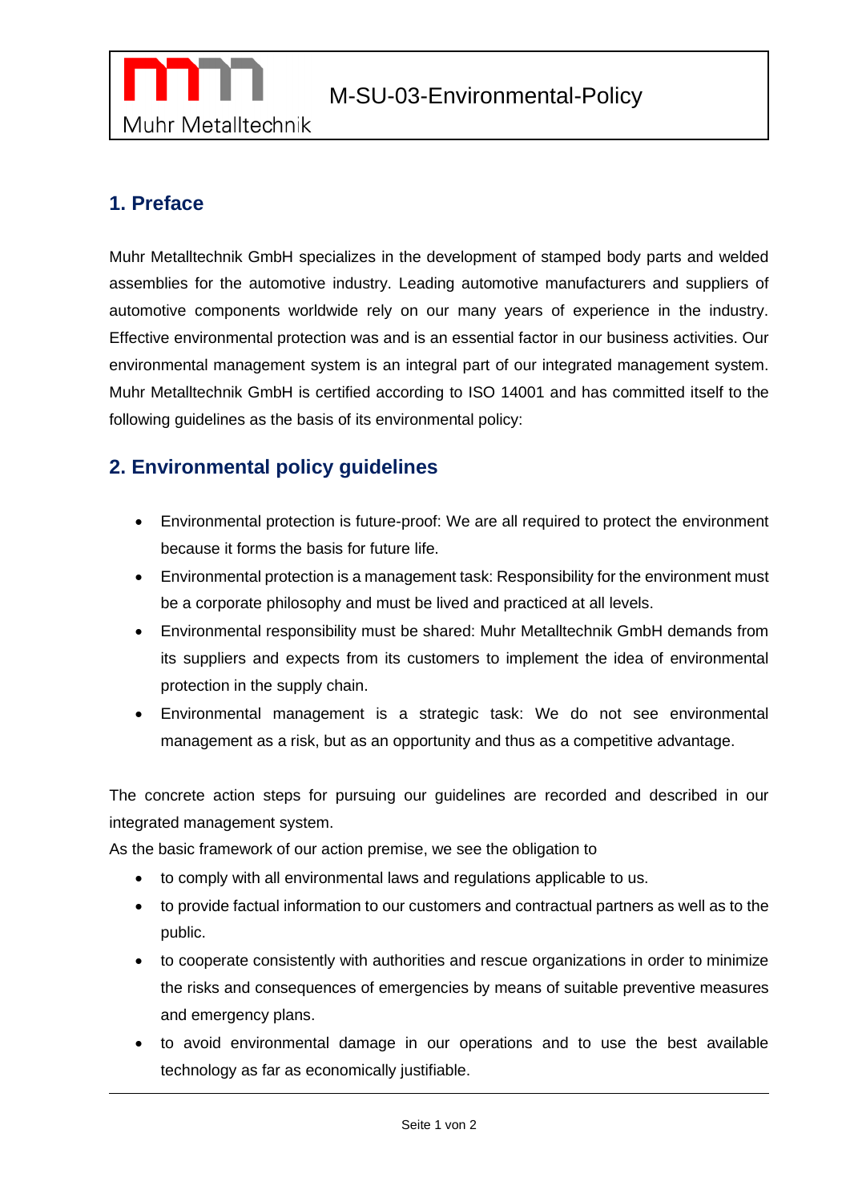# 1. Preface

Muhr Metalltechnik GmbH specializes in the development of stamped body parts and welded assemblies for the automotive industry. Leading automotive manufacturers and suppliers of automotive components worldwide rely on our many years of experience in the industry. Effective environmental protection was and is an essential factor in our business activities. Our environmental management system is an integral part of our integrated management system. Muhr Metalltechnik GmbH is certified according to ISO 14001 and has committed itself to the following guidelines as the basis of its environmental policy:

# 2. Environmental policy guidelines

- Environmental protection is future-proof: We are all required to protect the environment because it forms the basis for future life.
- Environmental protection is a management task: Responsibility for the environment must be a corporate philosophy and must be lived and practiced at all levels.
- Environmental responsibility must be shared: Muhr Metalltechnik GmbH demands from its suppliers and expects from its customers to implement the idea of environmental protection in the supply chain.
- Environmental management is a strategic task: We do not see environmental management as a risk, but as an opportunity and thus as a competitive advantage.

The concrete action steps for pursuing our guidelines are recorded and described in our integrated management system.

As the basic framework of our action premise, we see the obligation to

- to comply with all environmental laws and regulations applicable to us.
- to provide factual information to our customers and contractual partners as well as to the public.
- to cooperate consistently with authorities and rescue organizations in order to minimize the risks and consequences of emergencies by means of suitable preventive measures and emergency plans.
- to avoid environmental damage in our operations and to use the best available technology as far as economically justifiable.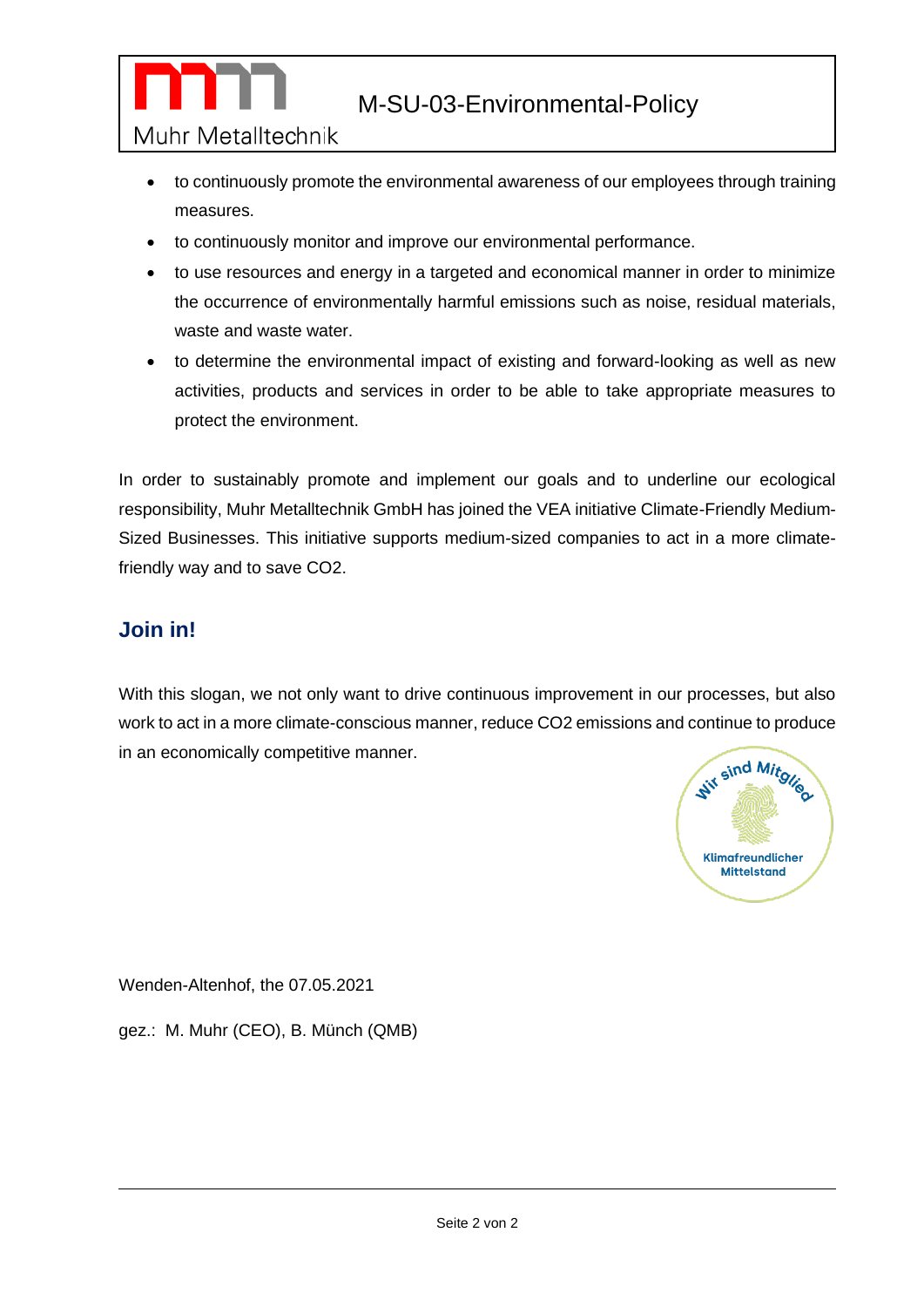- to continuously promote the environmental awareness of our employees through training measures.
- to continuously monitor and improve our environmental performance.
- to use resources and energy in a targeted and economical manner in order to minimize the occurrence of environmentally harmful emissions such as noise, residual materials, waste and waste water.
- to determine the environmental impact of existing and forward-looking as well as new activities, products and services in order to be able to take appropriate measures to protect the environment.

In order to sustainably promote and implement our goals and to underline our ecological responsibility, Muhr Metalltechnik GmbH has joined the VEA initiative Climate-Friendly Medium-Sized Businesses. This initiative supports medium-sized companies to act in a more climate-friendly way and to save CO2.

## Join in!

With this slogan, we not only want to drive continuous improvement in our processes, but also work to act in a more climate-conscious manner, reduce CO2 emissions and continue to produce in an economically competitive manner.

Wir sind Mitglied
Klimafreundlicher Mittelstand

Wenden-Altenhof, the 07.05.2021

gez.: M. Muhr (CEO), B. Münch (QMB)